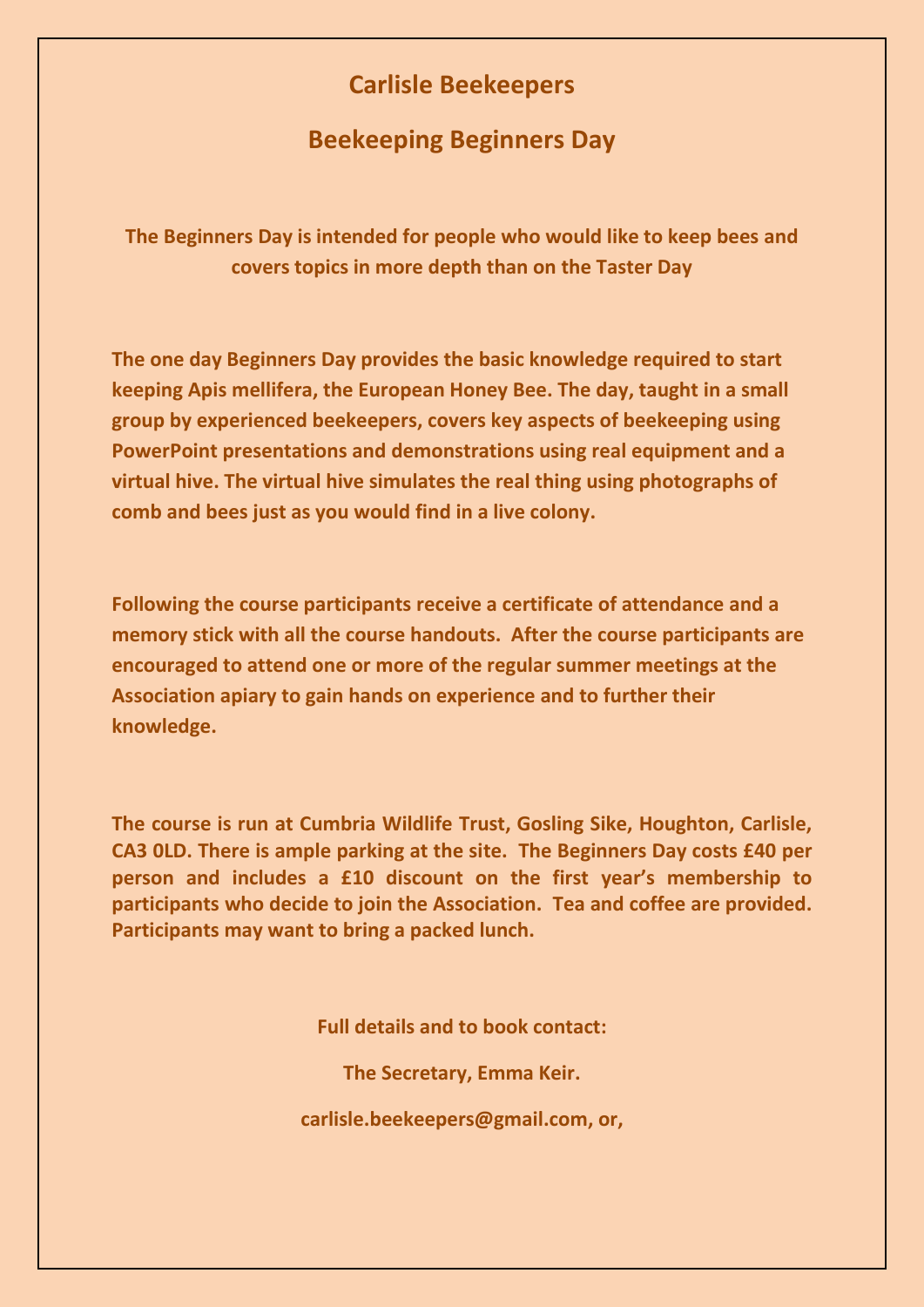# Carlisle Beekeepers

## Beekeeping Beginners Day

**The Beginners Day is intended for people who would like to keep bees and covers topics in more depth than on the Taster Day**

**The one day Beginners Day provides the basic knowledge required to start keeping Apis mellifera, the European Honey Bee. The day, taught in a small group by experienced beekeepers, covers key aspects of beekeeping using PowerPoint presentations and demonstrations using real equipment and a virtual hive. The virtual hive simulates the real thing using photographs of comb and bees just as you would find in a live colony.**

**Following the course participants receive a certificate of attendance and a memory stick with all the course handouts. After the course participants are encouraged to attend one or more of the regular summer meetings at the Association apiary to gain hands on experience and to further their knowledge.**

**The course is run at Cumbria Wildlife Trust, Gosling Sike, Houghton, Carlisle, CA3 0LD. There is ample parking at the site. The Beginners Day costs £40 per person and includes a £10 discount on the first year's membership to participants who decide to join the Association. Tea and coffee are provided. Participants may want to bring a packed lunch.**

**Full details and to book contact:**

**The Secretary, Emma Keir.**

**carlisle.beekeepers@gmail.com, or,**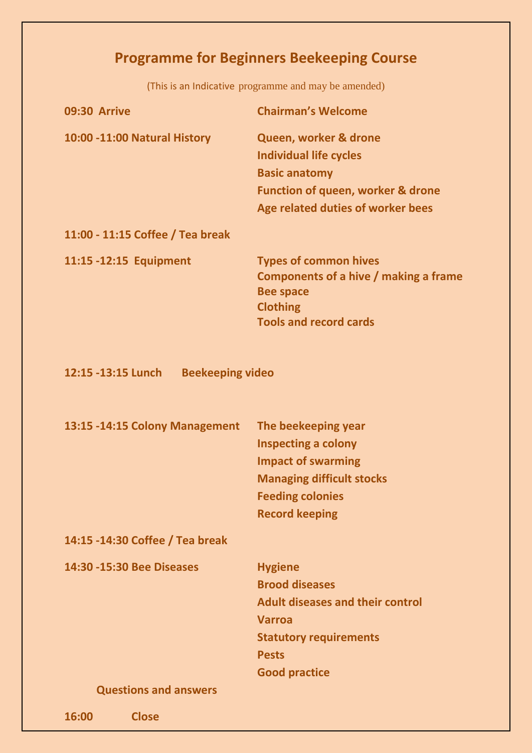# Programme for Beginners Beekeeping Course

(This is an Indicative programme and may be amended)

| | |
|---|---|
| **09:30 Arrive** | **Chairman's Welcome** |
| **10:00 -11:00 Natural History** | **Queen, worker & drone**<br>**Individual life cycles**<br>**Basic anatomy**<br>**Function of queen, worker & drone**<br>**Age related duties of worker bees** |
| **11:00 - 11:15 Coffee / Tea break** | |
| **11:15 -12:15 Equipment** | **Types of common hives**<br>**Components of a hive / making a frame**<br>**Bee space**<br>**Clothing**<br>**Tools and record cards** |
| **12:15 -13:15 Lunch Beekeeping video** | |
| **13:15 -14:15 Colony Management** | **The beekeeping year**<br>**Inspecting a colony**<br>**Impact of swarming**<br>**Managing difficult stocks**<br>**Feeding colonies**<br>**Record keeping** |
| **14:15 -14:30 Coffee / Tea break** | |
| **14:30 -15:30 Bee Diseases** | **Hygiene**<br>**Brood diseases**<br>**Adult diseases and their control**<br>**Varroa**<br>**Statutory requirements**<br>**Pests**<br>**Good practice** |
| **Questions and answers** | |
| **16:00 Close** | |